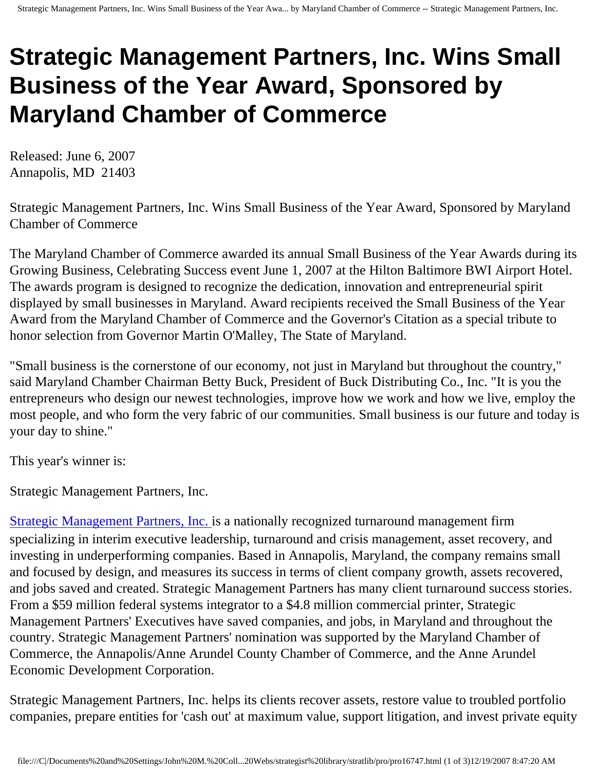# Strategic Management Partners, Inc. Wins Small Business of the Year Award, Sponsored by Maryland Chamber of Commerce

Released: June 6, 2007
Annapolis, MD 21403

Strategic Management Partners, Inc. Wins Small Business of the Year Award, Sponsored by Maryland Chamber of Commerce

The Maryland Chamber of Commerce awarded its annual Small Business of the Year Awards during its Growing Business, Celebrating Success event June 1, 2007 at the Hilton Baltimore BWI Airport Hotel. The awards program is designed to recognize the dedication, innovation and entrepreneurial spirit displayed by small businesses in Maryland. Award recipients received the Small Business of the Year Award from the Maryland Chamber of Commerce and the Governor's Citation as a special tribute to honor selection from Governor Martin O'Malley, The State of Maryland.

"Small business is the cornerstone of our economy, not just in Maryland but throughout the country," said Maryland Chamber Chairman Betty Buck, President of Buck Distributing Co., Inc. "It is you the entrepreneurs who design our newest technologies, improve how we work and how we live, employ the most people, and who form the very fabric of our communities. Small business is our future and today is your day to shine."

This year's winner is:

Strategic Management Partners, Inc.

Strategic Management Partners, Inc. is a nationally recognized turnaround management firm specializing in interim executive leadership, turnaround and crisis management, asset recovery, and investing in underperforming companies. Based in Annapolis, Maryland, the company remains small and focused by design, and measures its success in terms of client company growth, assets recovered, and jobs saved and created. Strategic Management Partners has many client turnaround success stories. From a $59 million federal systems integrator to a $4.8 million commercial printer, Strategic Management Partners' Executives have saved companies, and jobs, in Maryland and throughout the country. Strategic Management Partners' nomination was supported by the Maryland Chamber of Commerce, the Annapolis/Anne Arundel County Chamber of Commerce, and the Anne Arundel Economic Development Corporation.

Strategic Management Partners, Inc. helps its clients recover assets, restore value to troubled portfolio companies, prepare entities for 'cash out' at maximum value, support litigation, and invest private equity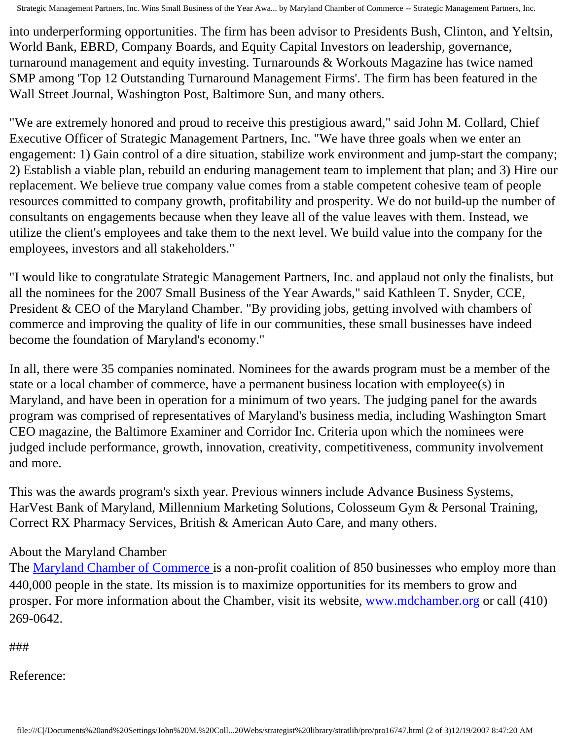into underperforming opportunities. The firm has been advisor to Presidents Bush, Clinton, and Yeltsin, World Bank, EBRD, Company Boards, and Equity Capital Investors on leadership, governance, turnaround management and equity investing. Turnarounds & Workouts Magazine has twice named SMP among 'Top 12 Outstanding Turnaround Management Firms'. The firm has been featured in the Wall Street Journal, Washington Post, Baltimore Sun, and many others.

"We are extremely honored and proud to receive this prestigious award," said John M. Collard, Chief Executive Officer of Strategic Management Partners, Inc. "We have three goals when we enter an engagement: 1) Gain control of a dire situation, stabilize work environment and jump-start the company; 2) Establish a viable plan, rebuild an enduring management team to implement that plan; and 3) Hire our replacement. We believe true company value comes from a stable competent cohesive team of people resources committed to company growth, profitability and prosperity. We do not build-up the number of consultants on engagements because when they leave all of the value leaves with them. Instead, we utilize the client's employees and take them to the next level. We build value into the company for the employees, investors and all stakeholders."

"I would like to congratulate Strategic Management Partners, Inc. and applaud not only the finalists, but all the nominees for the 2007 Small Business of the Year Awards," said Kathleen T. Snyder, CCE, President & CEO of the Maryland Chamber. "By providing jobs, getting involved with chambers of commerce and improving the quality of life in our communities, these small businesses have indeed become the foundation of Maryland's economy."

In all, there were 35 companies nominated. Nominees for the awards program must be a member of the state or a local chamber of commerce, have a permanent business location with employee(s) in Maryland, and have been in operation for a minimum of two years. The judging panel for the awards program was comprised of representatives of Maryland's business media, including Washington Smart CEO magazine, the Baltimore Examiner and Corridor Inc. Criteria upon which the nominees were judged include performance, growth, innovation, creativity, competitiveness, community involvement and more.

This was the awards program's sixth year. Previous winners include Advance Business Systems, HarVest Bank of Maryland, Millennium Marketing Solutions, Colosseum Gym & Personal Training, Correct RX Pharmacy Services, British & American Auto Care, and many others.

About the Maryland Chamber
The Maryland Chamber of Commerce is a non-profit coalition of 850 businesses who employ more than 440,000 people in the state. Its mission is to maximize opportunities for its members to grow and prosper. For more information about the Chamber, visit its website, www.mdchamber.org or call (410) 269-0642.

###

Reference: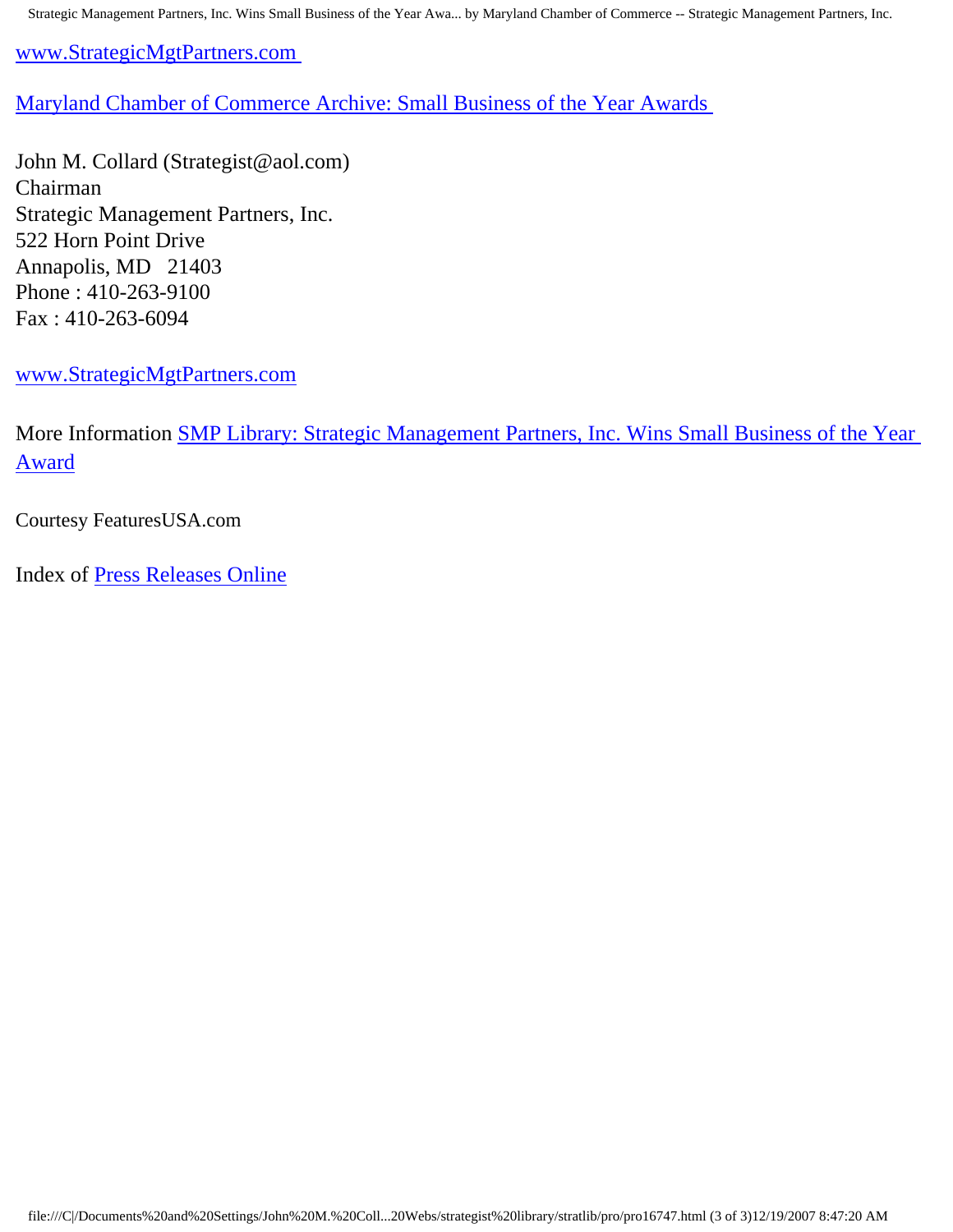www.StrategicMgtPartners.com

Maryland Chamber of Commerce Archive: Small Business of the Year Awards

John M. Collard (Strategist@aol.com)
Chairman
Strategic Management Partners, Inc.
522 Horn Point Drive
Annapolis, MD 21403
Phone : 410-263-9100
Fax : 410-263-6094

www.StrategicMgtPartners.com

More Information SMP Library: Strategic Management Partners, Inc. Wins Small Business of the Year Award

Courtesy FeaturesUSA.com

Index of Press Releases Online